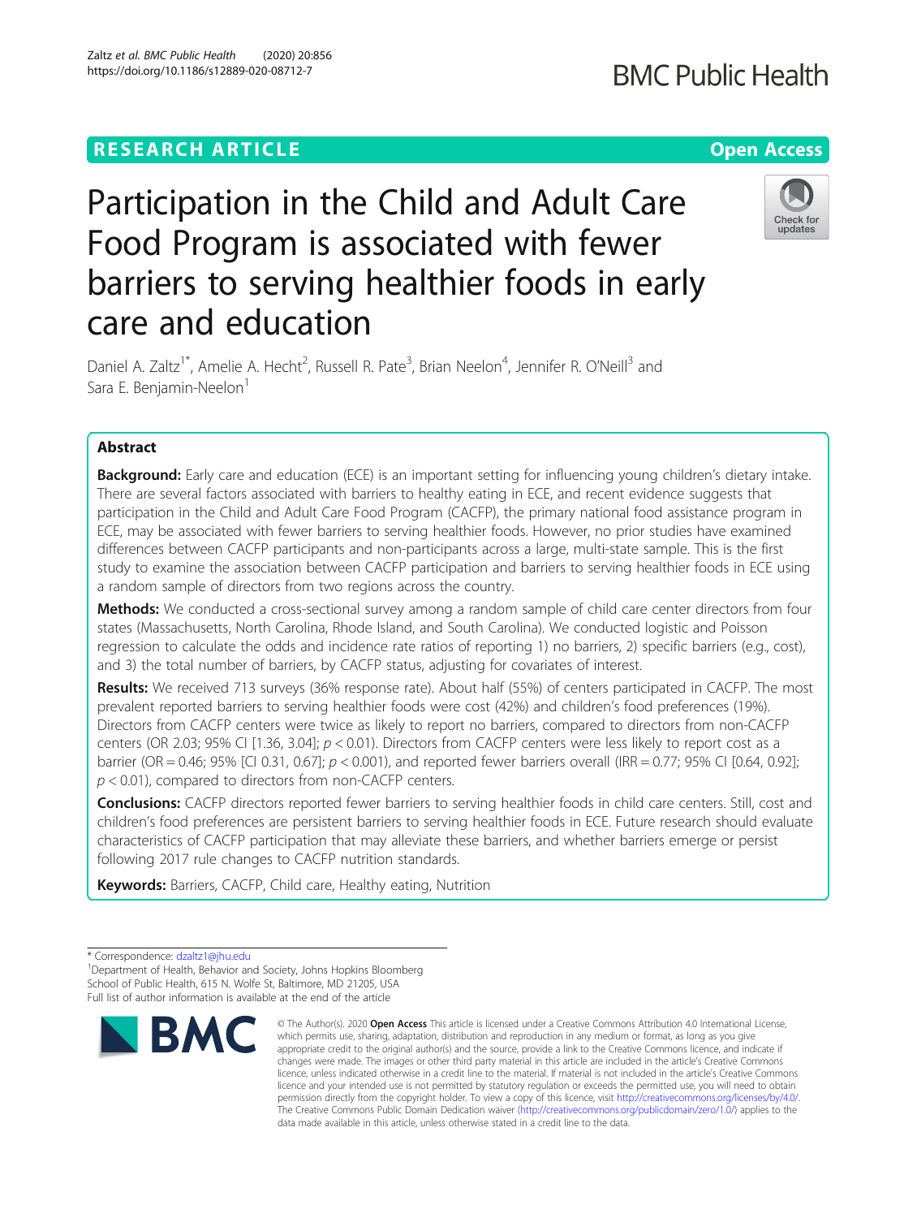RESEARCH ARTICLE

Open Access

# Participation in the Child and Adult Care Food Program is associated with fewer barriers to serving healthier foods in early care and education

Daniel A. Zaltz[1*], Amelie A. Hecht[2], Russell R. Pate[3], Brian Neelon[4], Jennifer R. O'Neill[3] and Sara E. Benjamin-Neelon[1]

## Abstract

**Background:** Early care and education (ECE) is an important setting for influencing young children's dietary intake. There are several factors associated with barriers to healthy eating in ECE, and recent evidence suggests that participation in the Child and Adult Care Food Program (CACFP), the primary national food assistance program in ECE, may be associated with fewer barriers to serving healthier foods. However, no prior studies have examined differences between CACFP participants and non-participants across a large, multi-state sample. This is the first study to examine the association between CACFP participation and barriers to serving healthier foods in ECE using a random sample of directors from two regions across the country.

**Methods:** We conducted a cross-sectional survey among a random sample of child care center directors from four states (Massachusetts, North Carolina, Rhode Island, and South Carolina). We conducted logistic and Poisson regression to calculate the odds and incidence rate ratios of reporting 1) no barriers, 2) specific barriers (e.g., cost), and 3) the total number of barriers, by CACFP status, adjusting for covariates of interest.

**Results:** We received 713 surveys (36% response rate). About half (55%) of centers participated in CACFP. The most prevalent reported barriers to serving healthier foods were cost (42%) and children's food preferences (19%). Directors from CACFP centers were twice as likely to report no barriers, compared to directors from non-CACFP centers (OR 2.03; 95% CI [1.36, 3.04]; $p < 0.01$). Directors from CACFP centers were less likely to report cost as a barrier (OR = 0.46; 95% [CI 0.31, 0.67]; $p < 0.001$), and reported fewer barriers overall (IRR = 0.77; 95% CI [0.64, 0.92]; $p < 0.01$), compared to directors from non-CACFP centers.

**Conclusions:** CACFP directors reported fewer barriers to serving healthier foods in child care centers. Still, cost and children's food preferences are persistent barriers to serving healthier foods in ECE. Future research should evaluate characteristics of CACFP participation that may alleviate these barriers, and whether barriers emerge or persist following 2017 rule changes to CACFP nutrition standards.

**Keywords:** Barriers, CACFP, Child care, Healthy eating, Nutrition

\* Correspondence: dzaltz1@jhu.edu

[1]Department of Health, Behavior and Society, Johns Hopkins Bloomberg School of Public Health, 615 N. Wolfe St, Baltimore, MD 21205, USA

Full list of author information is available at the end of the article

© The Author(s). 2020 **Open Access** This article is licensed under a Creative Commons Attribution 4.0 International License, which permits use, sharing, adaptation, distribution and reproduction in any medium or format, as long as you give appropriate credit to the original author(s) and the source, provide a link to the Creative Commons licence, and indicate if changes were made. The images or other third party material in this article are included in the article's Creative Commons licence, unless indicated otherwise in a credit line to the material. If material is not included in the article's Creative Commons licence and your intended use is not permitted by statutory regulation or exceeds the permitted use, you will need to obtain permission directly from the copyright holder. To view a copy of this licence, visit http://creativecommons.org/licenses/by/4.0/. The Creative Commons Public Domain Dedication waiver (http://creativecommons.org/publicdomain/zero/1.0/) applies to the data made available in this article, unless otherwise stated in a credit line to the data.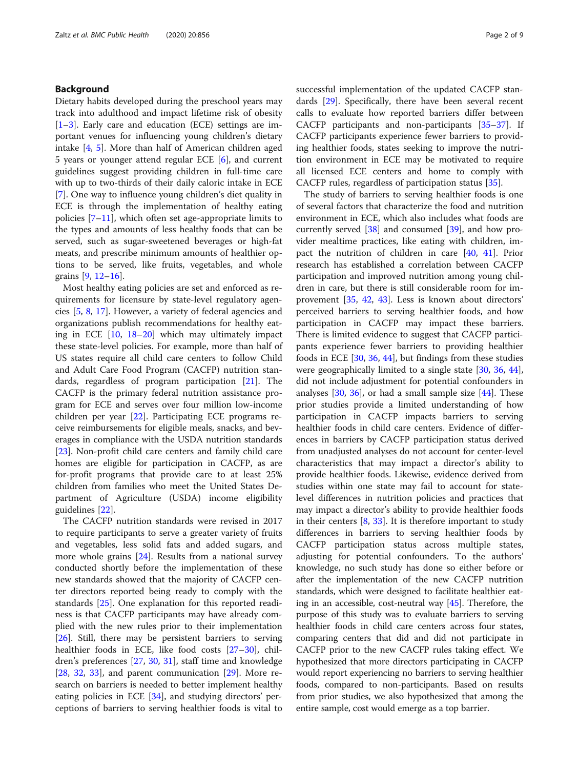## Background

Dietary habits developed during the preschool years may track into adulthood and impact lifetime risk of obesity [1–3]. Early care and education (ECE) settings are important venues for influencing young children's dietary intake [4, 5]. More than half of American children aged 5 years or younger attend regular ECE [6], and current guidelines suggest providing children in full-time care with up to two-thirds of their daily caloric intake in ECE [7]. One way to influence young children's diet quality in ECE is through the implementation of healthy eating policies [7–11], which often set age-appropriate limits to the types and amounts of less healthy foods that can be served, such as sugar-sweetened beverages or high-fat meats, and prescribe minimum amounts of healthier options to be served, like fruits, vegetables, and whole grains [9, 12–16].

Most healthy eating policies are set and enforced as requirements for licensure by state-level regulatory agencies [5, 8, 17]. However, a variety of federal agencies and organizations publish recommendations for healthy eating in ECE [10, 18–20] which may ultimately impact these state-level policies. For example, more than half of US states require all child care centers to follow Child and Adult Care Food Program (CACFP) nutrition standards, regardless of program participation [21]. The CACFP is the primary federal nutrition assistance program for ECE and serves over four million low-income children per year [22]. Participating ECE programs receive reimbursements for eligible meals, snacks, and beverages in compliance with the USDA nutrition standards [23]. Non-profit child care centers and family child care homes are eligible for participation in CACFP, as are for-profit programs that provide care to at least 25% children from families who meet the United States Department of Agriculture (USDA) income eligibility guidelines [22].

The CACFP nutrition standards were revised in 2017 to require participants to serve a greater variety of fruits and vegetables, less solid fats and added sugars, and more whole grains [24]. Results from a national survey conducted shortly before the implementation of these new standards showed that the majority of CACFP center directors reported being ready to comply with the standards [25]. One explanation for this reported readiness is that CACFP participants may have already complied with the new rules prior to their implementation [26]. Still, there may be persistent barriers to serving healthier foods in ECE, like food costs [27–30], children's preferences [27, 30, 31], staff time and knowledge [28, 32, 33], and parent communication [29]. More research on barriers is needed to better implement healthy eating policies in ECE [34], and studying directors' perceptions of barriers to serving healthier foods is vital to successful implementation of the updated CACFP standards [29]. Specifically, there have been several recent calls to evaluate how reported barriers differ between CACFP participants and non-participants [35–37]. If CACFP participants experience fewer barriers to providing healthier foods, states seeking to improve the nutrition environment in ECE may be motivated to require all licensed ECE centers and home to comply with CACFP rules, regardless of participation status [35].

The study of barriers to serving healthier foods is one of several factors that characterize the food and nutrition environment in ECE, which also includes what foods are currently served [38] and consumed [39], and how provider mealtime practices, like eating with children, impact the nutrition of children in care [40, 41]. Prior research has established a correlation between CACFP participation and improved nutrition among young children in care, but there is still considerable room for improvement [35, 42, 43]. Less is known about directors' perceived barriers to serving healthier foods, and how participation in CACFP may impact these barriers. There is limited evidence to suggest that CACFP participants experience fewer barriers to providing healthier foods in ECE [30, 36, 44], but findings from these studies were geographically limited to a single state [30, 36, 44], did not include adjustment for potential confounders in analyses [30, 36], or had a small sample size [44]. These prior studies provide a limited understanding of how participation in CACFP impacts barriers to serving healthier foods in child care centers. Evidence of differences in barriers by CACFP participation status derived from unadjusted analyses do not account for center-level characteristics that may impact a director's ability to provide healthier foods. Likewise, evidence derived from studies within one state may fail to account for state-level differences in nutrition policies and practices that may impact a director's ability to provide healthier foods in their centers [8, 33]. It is therefore important to study differences in barriers to serving healthier foods by CACFP participation status across multiple states, adjusting for potential confounders. To the authors' knowledge, no such study has done so either before or after the implementation of the new CACFP nutrition standards, which were designed to facilitate healthier eating in an accessible, cost-neutral way [45]. Therefore, the purpose of this study was to evaluate barriers to serving healthier foods in child care centers across four states, comparing centers that did and did not participate in CACFP prior to the new CACFP rules taking effect. We hypothesized that more directors participating in CACFP would report experiencing no barriers to serving healthier foods, compared to non-participants. Based on results from prior studies, we also hypothesized that among the entire sample, cost would emerge as a top barrier.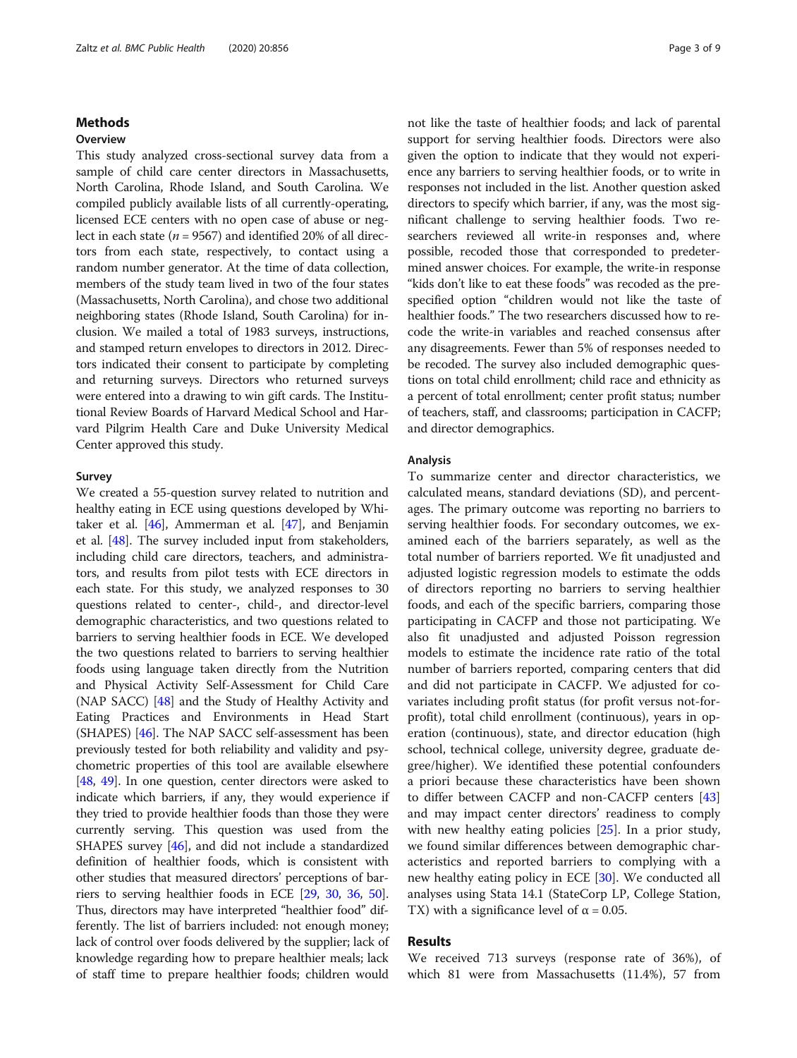## Methods

### Overview

This study analyzed cross-sectional survey data from a sample of child care center directors in Massachusetts, North Carolina, Rhode Island, and South Carolina. We compiled publicly available lists of all currently-operating, licensed ECE centers with no open case of abuse or neglect in each state ($n$ = 9567) and identified 20% of all directors from each state, respectively, to contact using a random number generator. At the time of data collection, members of the study team lived in two of the four states (Massachusetts, North Carolina), and chose two additional neighboring states (Rhode Island, South Carolina) for inclusion. We mailed a total of 1983 surveys, instructions, and stamped return envelopes to directors in 2012. Directors indicated their consent to participate by completing and returning surveys. Directors who returned surveys were entered into a drawing to win gift cards. The Institutional Review Boards of Harvard Medical School and Harvard Pilgrim Health Care and Duke University Medical Center approved this study.

### Survey

We created a 55-question survey related to nutrition and healthy eating in ECE using questions developed by Whitaker et al. [46], Ammerman et al. [47], and Benjamin et al. [48]. The survey included input from stakeholders, including child care directors, teachers, and administrators, and results from pilot tests with ECE directors in each state. For this study, we analyzed responses to 30 questions related to center-, child-, and director-level demographic characteristics, and two questions related to barriers to serving healthier foods in ECE. We developed the two questions related to barriers to serving healthier foods using language taken directly from the Nutrition and Physical Activity Self-Assessment for Child Care (NAP SACC) [48] and the Study of Healthy Activity and Eating Practices and Environments in Head Start (SHAPES) [46]. The NAP SACC self-assessment has been previously tested for both reliability and validity and psychometric properties of this tool are available elsewhere [48, 49]. In one question, center directors were asked to indicate which barriers, if any, they would experience if they tried to provide healthier foods than those they were currently serving. This question was used from the SHAPES survey [46], and did not include a standardized definition of healthier foods, which is consistent with other studies that measured directors' perceptions of barriers to serving healthier foods [29, 30, 36, 50]. Thus, directors may have interpreted "healthier food" differently. The list of barriers included: not enough money; lack of control over foods delivered by the supplier; lack of knowledge regarding how to prepare healthier meals; lack of staff time to prepare healthier foods; children would not like the taste of healthier foods; and lack of parental support for serving healthier foods. Directors were also given the option to indicate that they would not experience any barriers to serving healthier foods, or to write in responses not included in the list. Another question asked directors to specify which barrier, if any, was the most significant challenge to serving healthier foods. Two researchers reviewed all write-in responses and, where possible, recoded those that corresponded to predetermined answer choices. For example, the write-in response "kids don't like to eat these foods" was recoded as the prespecified option "children would not like the taste of healthier foods." The two researchers discussed how to recode the write-in variables and reached consensus after any disagreements. Fewer than 5% of responses needed to be recoded. The survey also included demographic questions on total child enrollment; child race and ethnicity as a percent of total enrollment; center profit status; number of teachers, staff, and classrooms; participation in CACFP; and director demographics.

### Analysis

To summarize center and director characteristics, we calculated means, standard deviations (SD), and percentages. The primary outcome was reporting no barriers to serving healthier foods. For secondary outcomes, we examined each of the barriers separately, as well as the total number of barriers reported. We fit unadjusted and adjusted logistic regression models to estimate the odds of directors reporting no barriers to serving healthier foods, and each of the specific barriers, comparing those participating in CACFP and those not participating. We also fit unadjusted and adjusted Poisson regression models to estimate the incidence rate ratio of the total number of barriers reported, comparing centers that did and did not participate in CACFP. We adjusted for covariates including profit status (for profit versus not-for-profit), total child enrollment (continuous), years in operation (continuous), state, and director education (high school, technical college, university degree, graduate degree/higher). We identified these potential confounders a priori because these characteristics have been shown to differ between CACFP and non-CACFP centers [43] and may impact center directors' readiness to comply with new healthy eating policies [25]. In a prior study, we found similar differences between demographic characteristics and reported barriers to complying with a new healthy eating policy in ECE [30]. We conducted all analyses using Stata 14.1 (StateCorp LP, College Station, TX) with a significance level of $\alpha = 0.05$.

## Results

We received 713 surveys (response rate of 36%), of which 81 were from Massachusetts (11.4%), 57 from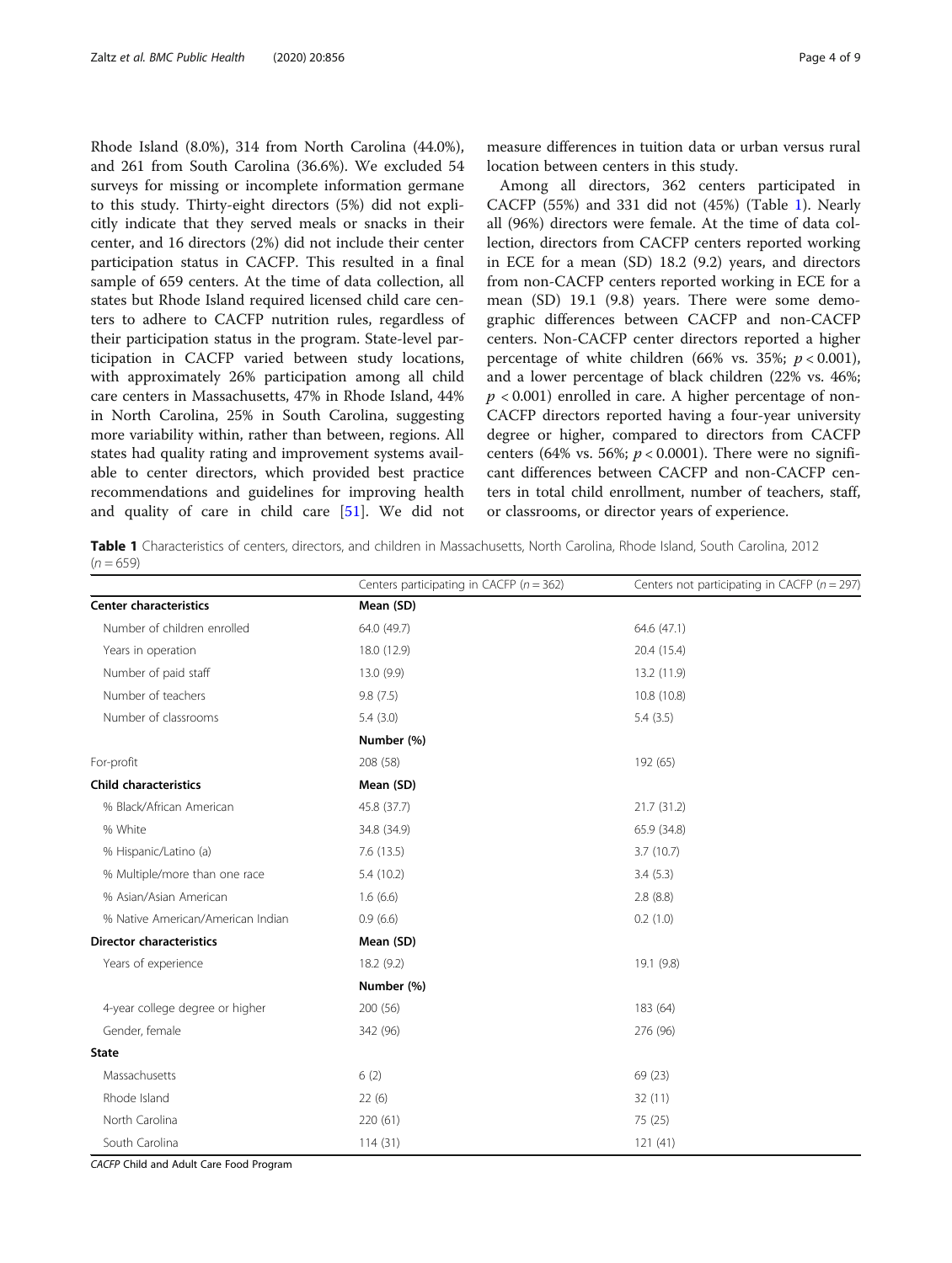Rhode Island (8.0%), 314 from North Carolina (44.0%), and 261 from South Carolina (36.6%). We excluded 54 surveys for missing or incomplete information germane to this study. Thirty-eight directors (5%) did not explicitly indicate that they served meals or snacks in their center, and 16 directors (2%) did not include their center participation status in CACFP. This resulted in a final sample of 659 centers. At the time of data collection, all states but Rhode Island required licensed child care centers to adhere to CACFP nutrition rules, regardless of their participation status in the program. State-level participation in CACFP varied between study locations, with approximately 26% participation among all child care centers in Massachusetts, 47% in Rhode Island, 44% in North Carolina, 25% in South Carolina, suggesting more variability within, rather than between, regions. All states had quality rating and improvement systems available to center directors, which provided best practice recommendations and guidelines for improving health and quality of care in child care [51]. We did not measure differences in tuition data or urban versus rural location between centers in this study.

Among all directors, 362 centers participated in CACFP (55%) and 331 did not (45%) (Table 1). Nearly all (96%) directors were female. At the time of data collection, directors from CACFP centers reported working in ECE for a mean (SD) 18.2 (9.2) years, and directors from non-CACFP centers reported working in ECE for a mean (SD) 19.1 (9.8) years. There were some demographic differences between CACFP and non-CACFP centers. Non-CACFP center directors reported a higher percentage of white children (66% vs. 35%; $p < 0.001$), and a lower percentage of black children (22% vs. 46%; $p < 0.001$) enrolled in care. A higher percentage of non-CACFP directors reported having a four-year university degree or higher, compared to directors from CACFP centers (64% vs. 56%; $p < 0.0001$). There were no significant differences between CACFP and non-CACFP centers in total child enrollment, number of teachers, staff, or classrooms, or director years of experience.

**Table 1** Characteristics of centers, directors, and children in Massachusetts, North Carolina, Rhode Island, South Carolina, 2012 ($n = 659$)

| | Centers participating in CACFP ($n = 362$) | Centers not participating in CACFP ($n = 297$) |
|---|---|---|
| **Center characteristics** | **Mean (SD)** | |
| Number of children enrolled | 64.0 (49.7) | 64.6 (47.1) |
| Years in operation | 18.0 (12.9) | 20.4 (15.4) |
| Number of paid staff | 13.0 (9.9) | 13.2 (11.9) |
| Number of teachers | 9.8 (7.5) | 10.8 (10.8) |
| Number of classrooms | 5.4 (3.0) | 5.4 (3.5) |
| | **Number (%)** | |
| For-profit | 208 (58) | 192 (65) |
| **Child characteristics** | **Mean (SD)** | |
| % Black/African American | 45.8 (37.7) | 21.7 (31.2) |
| % White | 34.8 (34.9) | 65.9 (34.8) |
| % Hispanic/Latino (a) | 7.6 (13.5) | 3.7 (10.7) |
| % Multiple/more than one race | 5.4 (10.2) | 3.4 (5.3) |
| % Asian/Asian American | 1.6 (6.6) | 2.8 (8.8) |
| % Native American/American Indian | 0.9 (6.6) | 0.2 (1.0) |
| **Director characteristics** | **Mean (SD)** | |
| Years of experience | 18.2 (9.2) | 19.1 (9.8) |
| | **Number (%)** | |
| 4-year college degree or higher | 200 (56) | 183 (64) |
| Gender, female | 342 (96) | 276 (96) |
| **State** | | |
| Massachusetts | 6 (2) | 69 (23) |
| Rhode Island | 22 (6) | 32 (11) |
| North Carolina | 220 (61) | 75 (25) |
| South Carolina | 114 (31) | 121 (41) |

*CACFP* Child and Adult Care Food Program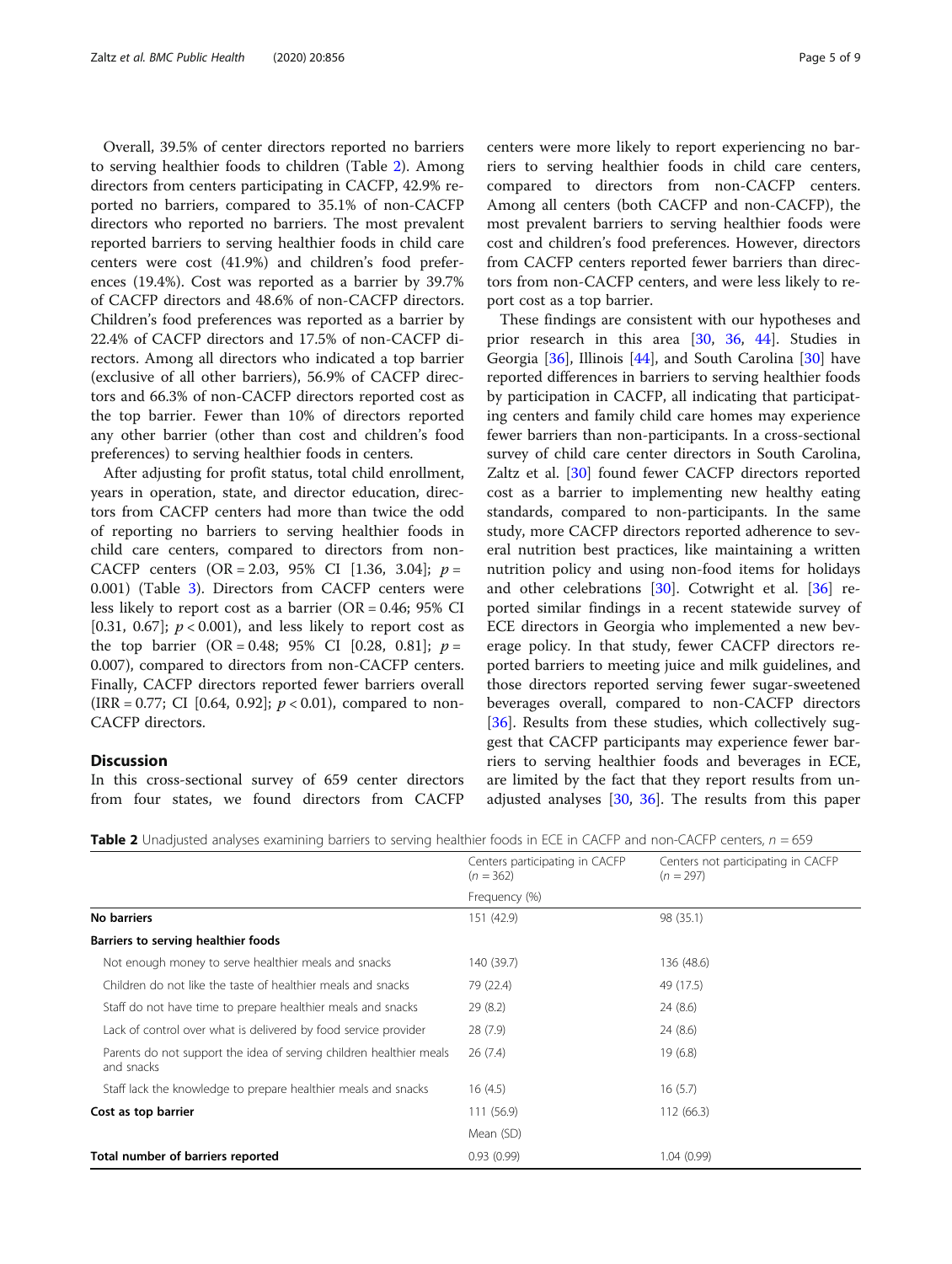Overall, 39.5% of center directors reported no barriers to serving healthier foods to children (Table 2). Among directors from centers participating in CACFP, 42.9% reported no barriers, compared to 35.1% of non-CACFP directors who reported no barriers. The most prevalent reported barriers to serving healthier foods in child care centers were cost (41.9%) and children's food preferences (19.4%). Cost was reported as a barrier by 39.7% of CACFP directors and 48.6% of non-CACFP directors. Children's food preferences was reported as a barrier by 22.4% of CACFP directors and 17.5% of non-CACFP directors. Among all directors who indicated a top barrier (exclusive of all other barriers), 56.9% of CACFP directors and 66.3% of non-CACFP directors reported cost as the top barrier. Fewer than 10% of directors reported any other barrier (other than cost and children's food preferences) to serving healthier foods in centers.

After adjusting for profit status, total child enrollment, years in operation, state, and director education, directors from CACFP centers had more than twice the odd of reporting no barriers to serving healthier foods in child care centers, compared to directors from non-CACFP centers (OR = 2.03, 95% CI [1.36, 3.04]; $p = 0.001$) (Table 3). Directors from CACFP centers were less likely to report cost as a barrier (OR = 0.46; 95% CI [0.31, 0.67]; $p < 0.001$), and less likely to report cost as the top barrier (OR = 0.48; 95% CI [0.28, 0.81]; $p = 0.007$), compared to directors from non-CACFP centers. Finally, CACFP directors reported fewer barriers overall (IRR = 0.77; CI [0.64, 0.92]; $p < 0.01$), compared to non-CACFP directors.

## Discussion

In this cross-sectional survey of 659 center directors from four states, we found directors from CACFP centers were more likely to report experiencing no barriers to serving healthier foods in child care centers, compared to directors from non-CACFP centers. Among all centers (both CACFP and non-CACFP), the most prevalent barriers to serving healthier foods were cost and children's food preferences. However, directors from CACFP centers reported fewer barriers than directors from non-CACFP centers, and were less likely to report cost as a top barrier.

These findings are consistent with our hypotheses and prior research in this area [30, 36, 44]. Studies in Georgia [36], Illinois [44], and South Carolina [30] have reported differences in barriers to serving healthier foods by participation in CACFP, all indicating that participating centers and family child care homes may experience fewer barriers than non-participants. In a cross-sectional survey of child care center directors in South Carolina, Zaltz et al. [30] found fewer CACFP directors reported cost as a barrier to implementing new healthy eating standards, compared to non-participants. In the same study, more CACFP directors reported adherence to several nutrition best practices, like maintaining a written nutrition policy and using non-food items for holidays and other celebrations [30]. Cotwright et al. [36] reported similar findings in a recent statewide survey of ECE directors in Georgia who implemented a new beverage policy. In that study, fewer CACFP directors reported barriers to meeting juice and milk guidelines, and those directors reported serving fewer sugar-sweetened beverages overall, compared to non-CACFP directors [36]. Results from these studies, which collectively suggest that CACFP participants may experience fewer barriers to serving healthier foods and beverages in ECE, are limited by the fact that they report results from unadjusted analyses [30, 36]. The results from this paper

**Table 2** Unadjusted analyses examining barriers to serving healthier foods in ECE in CACFP and non-CACFP centers, $n = 659$

| | Centers participating in CACFP ($n = 362$) | Centers not participating in CACFP ($n = 297$) |
|---|---|---|
| | Frequency (%) | |
| **No barriers** | 151 (42.9) | 98 (35.1) |
| **Barriers to serving healthier foods** | | |
| Not enough money to serve healthier meals and snacks | 140 (39.7) | 136 (48.6) |
| Children do not like the taste of healthier meals and snacks | 79 (22.4) | 49 (17.5) |
| Staff do not have time to prepare healthier meals and snacks | 29 (8.2) | 24 (8.6) |
| Lack of control over what is delivered by food service provider | 28 (7.9) | 24 (8.6) |
| Parents do not support the idea of serving children healthier meals and snacks | 26 (7.4) | 19 (6.8) |
| Staff lack the knowledge to prepare healthier meals and snacks | 16 (4.5) | 16 (5.7) |
| **Cost as top barrier** | 111 (56.9) | 112 (66.3) |
| | Mean (SD) | |
| **Total number of barriers reported** | 0.93 (0.99) | 1.04 (0.99) |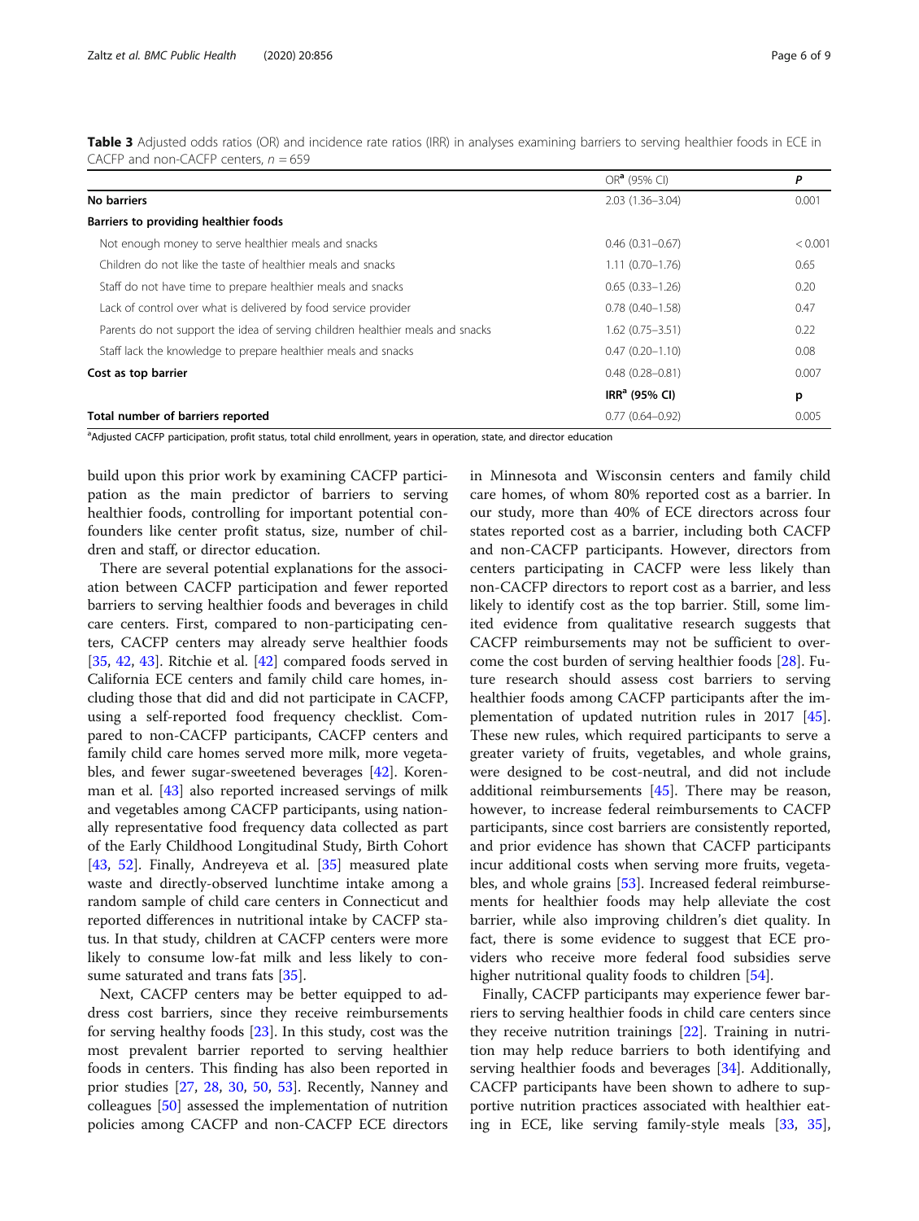**Table 3** Adjusted odds ratios (OR) and incidence rate ratios (IRR) in analyses examining barriers to serving healthier foods in ECE in CACFP and non-CACFP centers, $n = 659$

| | OR[a] (95% CI) | P |
|---|---|---|
| **No barriers** | 2.03 (1.36–3.04) | 0.001 |
| **Barriers to providing healthier foods** | | |
| Not enough money to serve healthier meals and snacks | 0.46 (0.31–0.67) | < 0.001 |
| Children do not like the taste of healthier meals and snacks | 1.11 (0.70–1.76) | 0.65 |
| Staff do not have time to prepare healthier meals and snacks | 0.65 (0.33–1.26) | 0.20 |
| Lack of control over what is delivered by food service provider | 0.78 (0.40–1.58) | 0.47 |
| Parents do not support the idea of serving children healthier meals and snacks | 1.62 (0.75–3.51) | 0.22 |
| Staff lack the knowledge to prepare healthier meals and snacks | 0.47 (0.20–1.10) | 0.08 |
| **Cost as top barrier** | 0.48 (0.28–0.81) | 0.007 |
| | **IRR[a] (95% CI)** | **p** |
| **Total number of barriers reported** | 0.77 (0.64–0.92) | 0.005 |

[a]Adjusted CACFP participation, profit status, total child enrollment, years in operation, state, and director education

build upon this prior work by examining CACFP participation as the main predictor of barriers to serving healthier foods, controlling for important potential confounders like center profit status, size, number of children and staff, or director education.

There are several potential explanations for the association between CACFP participation and fewer reported barriers to serving healthier foods and beverages in child care centers. First, compared to non-participating centers, CACFP centers may already serve healthier foods [35, 42, 43]. Ritchie et al. [42] compared foods served in California ECE centers and family child care homes, including those that did and did not participate in CACFP, using a self-reported food frequency checklist. Compared to non-CACFP participants, CACFP centers and family child care homes served more milk, more vegetables, and fewer sugar-sweetened beverages [42]. Koreneman et al. [43] also reported increased servings of milk and vegetables among CACFP participants, using nationally representative food frequency data collected as part of the Early Childhood Longitudinal Study, Birth Cohort [43, 52]. Finally, Andreyeva et al. [35] measured plate waste and directly-observed lunchtime intake among a random sample of child care centers in Connecticut and reported differences in nutritional intake by CACFP status. In that study, children at CACFP centers were more likely to consume low-fat milk and less likely to consume saturated and trans fats [35].

Next, CACFP centers may be better equipped to address cost barriers, since they receive reimbursements for serving healthy foods [23]. In this study, cost was the most prevalent barrier reported to serving healthier foods in centers. This finding has also been reported in prior studies [27, 28, 30, 50, 53]. Recently, Nanney and colleagues [50] assessed the implementation of nutrition policies among CACFP and non-CACFP ECE directors in Minnesota and Wisconsin centers and family child care homes, of whom 80% reported cost as a barrier. In our study, more than 40% of ECE directors across four states reported cost as a barrier, including both CACFP and non-CACFP participants. However, directors from centers participating in CACFP were less likely than non-CACFP directors to report cost as a barrier, and less likely to identify cost as the top barrier. Still, some limited evidence from qualitative research suggests that CACFP reimbursements may not be sufficient to overcome the cost burden of serving healthier foods [28]. Future research should assess cost barriers to serving healthier foods among CACFP participants after the implementation of updated nutrition rules in 2017 [45]. These new rules, which required participants to serve a greater variety of fruits, vegetables, and whole grains, were designed to be cost-neutral, and did not include additional reimbursements [45]. There may be reason, however, to increase federal reimbursements to CACFP participants, since cost barriers are consistently reported, and prior evidence has shown that CACFP participants incur additional costs when serving more fruits, vegetables, and whole grains [53]. Increased federal reimbursements for healthier foods may help alleviate the cost barrier, while also improving children's diet quality. In fact, there is some evidence to suggest that ECE providers who receive more federal food subsidies serve higher nutritional quality foods to children [54].

Finally, CACFP participants may experience fewer barriers to serving healthier foods in child care centers since they receive nutrition trainings [22]. Training in nutrition may help reduce barriers to both identifying and serving healthier foods and beverages [34]. Additionally, CACFP participants have been shown to adhere to supportive nutrition practices associated with healthier eating in ECE, like serving family-style meals [33, 35],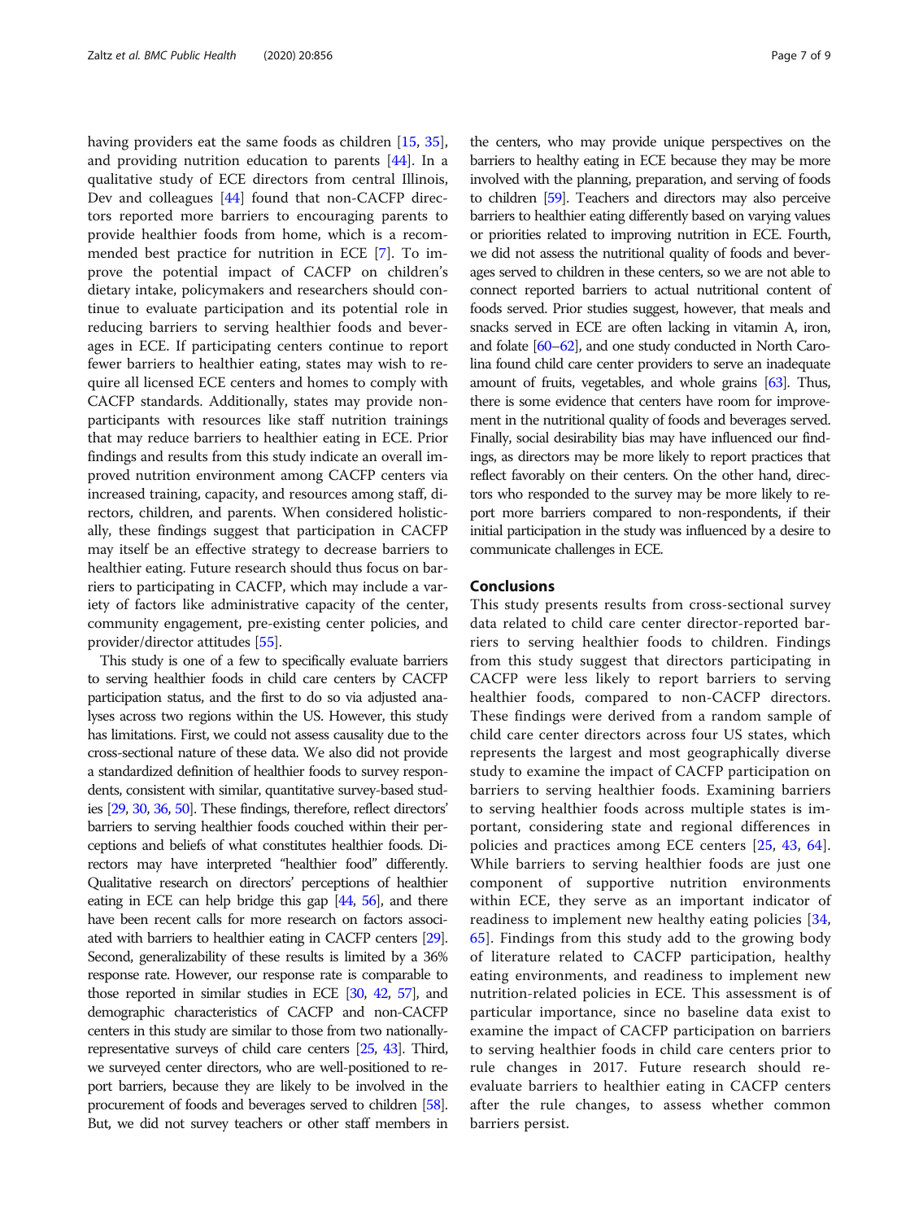having providers eat the same foods as children [15, 35], and providing nutrition education to parents [44]. In a qualitative study of ECE directors from central Illinois, Dev and colleagues [44] found that non-CACFP directors reported more barriers to encouraging parents to provide healthier foods from home, which is a recommended best practice for nutrition in ECE [7]. To improve the potential impact of CACFP on children's dietary intake, policymakers and researchers should continue to evaluate participation and its potential role in reducing barriers to serving healthier foods and beverages in ECE. If participating centers continue to report fewer barriers to healthier eating, states may wish to require all licensed ECE centers and homes to comply with CACFP standards. Additionally, states may provide non-participants with resources like staff nutrition trainings that may reduce barriers to healthier eating in ECE. Prior findings and results from this study indicate an overall improved nutrition environment among CACFP centers via increased training, capacity, and resources among staff, directors, children, and parents. When considered holistically, these findings suggest that participation in CACFP may itself be an effective strategy to decrease barriers to healthier eating. Future research should thus focus on barriers to participating in CACFP, which may include a variety of factors like administrative capacity of the center, community engagement, pre-existing center policies, and provider/director attitudes [55].

This study is one of a few to specifically evaluate barriers to serving healthier foods in child care centers by CACFP participation status, and the first to do so via adjusted analyses across two regions within the US. However, this study has limitations. First, we could not assess causality due to the cross-sectional nature of these data. We also did not provide a standardized definition of healthier foods to survey respondents, consistent with similar, quantitative survey-based studies [29, 30, 36, 50]. These findings, therefore, reflect directors' barriers to serving healthier foods couched within their perceptions and beliefs of what constitutes healthier foods. Directors may have interpreted "healthier food" differently. Qualitative research on directors' perceptions of healthier eating in ECE can help bridge this gap [44, 56], and there have been recent calls for more research on factors associated with barriers to healthier eating in CACFP centers [29]. Second, generalizability of these results is limited by a 36% response rate. However, our response rate is comparable to those reported in similar studies in ECE [30, 42, 57], and demographic characteristics of CACFP and non-CACFP centers in this study are similar to those from two nationally-representative surveys of child care centers [25, 43]. Third, we surveyed center directors, who are well-positioned to report barriers, because they are likely to be involved in the procurement of foods and beverages served to children [58]. But, we did not survey teachers or other staff members in the centers, who may provide unique perspectives on the barriers to healthy eating in ECE because they may be more involved with the planning, preparation, and serving of foods to children [59]. Teachers and directors may also perceive barriers to healthier eating differently based on varying values or priorities related to improving nutrition in ECE. Fourth, we did not assess the nutritional quality of foods and beverages served to children in these centers, so we are not able to connect reported barriers to actual nutritional content of foods served. Prior studies suggest, however, that meals and snacks served in ECE are often lacking in vitamin A, iron, and folate [60–62], and one study conducted in North Carolina found child care center providers to serve an inadequate amount of fruits, vegetables, and whole grains [63]. Thus, there is some evidence that centers have room for improvement in the nutritional quality of foods and beverages served. Finally, social desirability bias may have influenced our findings, as directors may be more likely to report practices that reflect favorably on their centers. On the other hand, directors who responded to the survey may be more likely to report more barriers compared to non-respondents, if their initial participation in the study was influenced by a desire to communicate challenges in ECE.

## Conclusions

This study presents results from cross-sectional survey data related to child care center director-reported barriers to serving healthier foods to children. Findings from this study suggest that directors participating in CACFP were less likely to report barriers to serving healthier foods, compared to non-CACFP directors. These findings were derived from a random sample of child care center directors across four US states, which represents the largest and most geographically diverse study to examine the impact of CACFP participation on barriers to serving healthier foods. Examining barriers to serving healthier foods across multiple states is important, considering state and regional differences in policies and practices among ECE centers [25, 43, 64]. While barriers to serving healthier foods are just one component of supportive nutrition environments within ECE, they serve as an important indicator of readiness to implement new healthy eating policies [34, 65]. Findings from this study add to the growing body of literature related to CACFP participation, healthy eating environments, and readiness to implement new nutrition-related policies in ECE. This assessment is of particular importance, since no baseline data exist to examine the impact of CACFP participation on barriers to serving healthier foods in child care centers prior to rule changes in 2017. Future research should re-evaluate barriers to healthier eating in CACFP centers after the rule changes, to assess whether common barriers persist.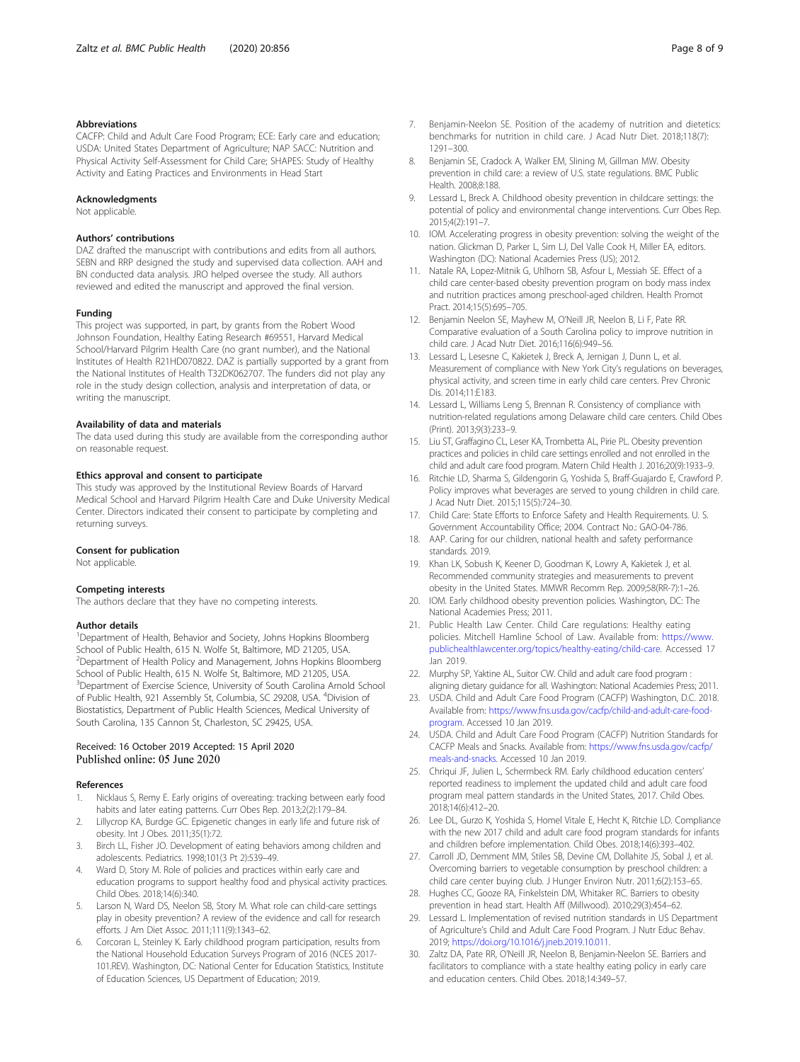### Abbreviations

CACFP: Child and Adult Care Food Program; ECE: Early care and education; USDA: United States Department of Agriculture; NAP SACC: Nutrition and Physical Activity Self-Assessment for Child Care; SHAPES: Study of Healthy Activity and Eating Practices and Environments in Head Start

### Acknowledgments

Not applicable.

### Authors' contributions

DAZ drafted the manuscript with contributions and edits from all authors. SEBN and RRP designed the study and supervised data collection. AAH and BN conducted data analysis. JRO helped oversee the study. All authors reviewed and edited the manuscript and approved the final version.

### Funding

This project was supported, in part, by grants from the Robert Wood Johnson Foundation, Healthy Eating Research #69551, Harvard Medical School/Harvard Pilgrim Health Care (no grant number), and the National Institutes of Health R21HD070822. DAZ is partially supported by a grant from the National Institutes of Health T32DK062707. The funders did not play any role in the study design collection, analysis and interpretation of data, or writing the manuscript.

### Availability of data and materials

The data used during this study are available from the corresponding author on reasonable request.

### Ethics approval and consent to participate

This study was approved by the Institutional Review Boards of Harvard Medical School and Harvard Pilgrim Health Care and Duke University Medical Center. Directors indicated their consent to participate by completing and returning surveys.

### Consent for publication

Not applicable.

### Competing interests

The authors declare that they have no competing interests.

### Author details

[1]Department of Health, Behavior and Society, Johns Hopkins Bloomberg School of Public Health, 615 N. Wolfe St, Baltimore, MD 21205, USA. [2]Department of Health Policy and Management, Johns Hopkins Bloomberg School of Public Health, 615 N. Wolfe St, Baltimore, MD 21205, USA. [3]Department of Exercise Science, University of South Carolina Arnold School of Public Health, 921 Assembly St, Columbia, SC 29208, USA. [4]Division of Biostatistics, Department of Public Health Sciences, Medical University of South Carolina, 135 Cannon St, Charleston, SC 29425, USA.

Received: 16 October 2019 Accepted: 15 April 2020
Published online: 05 June 2020

### References

1. Nicklaus S, Remy E. Early origins of overeating: tracking between early food habits and later eating patterns. Curr Obes Rep. 2013;2(2):179–84.
2. Lillycrop KA, Burdge GC. Epigenetic changes in early life and future risk of obesity. Int J Obes. 2011;35(1):72.
3. Birch LL, Fisher JO. Development of eating behaviors among children and adolescents. Pediatrics. 1998;101(3 Pt 2):539–49.
4. Ward D, Story M. Role of policies and practices within early care and education programs to support healthy food and physical activity practices. Child Obes. 2018;14(6):340.
5. Larson N, Ward DS, Neelon SB, Story M. What role can child-care settings play in obesity prevention? A review of the evidence and call for research efforts. J Am Diet Assoc. 2011;111(9):1343–62.
6. Corcoran L, Steinley K. Early childhood program participation, results from the National Household Education Surveys Program of 2016 (NCES 2017-101.REV). Washington, DC: National Center for Education Statistics, Institute of Education Sciences, US Department of Education; 2019.
7. Benjamin-Neelon SE. Position of the academy of nutrition and dietetics: benchmarks for nutrition in child care. J Acad Nutr Diet. 2018;118(7):1291–300.
8. Benjamin SE, Cradock A, Walker EM, Slining M, Gillman MW. Obesity prevention in child care: a review of U.S. state regulations. BMC Public Health. 2008;8:188.
9. Lessard L, Breck A. Childhood obesity prevention in childcare settings: the potential of policy and environmental change interventions. Curr Obes Rep. 2015;4(2):191–7.
10. IOM. Accelerating progress in obesity prevention: solving the weight of the nation. Glickman D, Parker L, Sim LJ, Del Valle Cook H, Miller EA, editors. Washington (DC): National Academies Press (US); 2012.
11. Natale RA, Lopez-Mitnik G, Uhlhorn SB, Asfour L, Messiah SE. Effect of a child care center-based obesity prevention program on body mass index and nutrition practices among preschool-aged children. Health Promot Pract. 2014;15(5):695–705.
12. Benjamin Neelon SE, Mayhew M, O'Neill JR, Neelon B, Li F, Pate RR. Comparative evaluation of a South Carolina policy to improve nutrition in child care. J Acad Nutr Diet. 2016;116(6):949–56.
13. Lessard L, Lesesne C, Kakietek J, Breck A, Jernigan J, Dunn L, et al. Measurement of compliance with New York City's regulations on beverages, physical activity, and screen time in early child care centers. Prev Chronic Dis. 2014;11:E183.
14. Lessard L, Williams Leng S, Brennan R. Consistency of compliance with nutrition-related regulations among Delaware child care centers. Child Obes (Print). 2013;9(3):233–9.
15. Liu ST, Graffagino CL, Leser KA, Trombetta AL, Pirie PL. Obesity prevention practices and policies in child care settings enrolled and not enrolled in the child and adult care food program. Matern Child Health J. 2016;20(9):1933–9.
16. Ritchie LD, Sharma S, Gildengorin G, Yoshida S, Braff-Guajardo E, Crawford P. Policy improves what beverages are served to young children in child care. J Acad Nutr Diet. 2015;115(5):724–30.
17. Child Care: State Efforts to Enforce Safety and Health Requirements. U. S. Government Accountability Office; 2004. Contract No.: GAO-04-786.
18. AAP. Caring for our children, national health and safety performance standards. 2019.
19. Khan LK, Sobush K, Keener D, Goodman K, Lowry A, Kakietek J, et al. Recommended community strategies and measurements to prevent obesity in the United States. MMWR Recomm Rep. 2009;58(RR-7):1–26.
20. IOM. Early childhood obesity prevention policies. Washington, DC: The National Academies Press; 2011.
21. Public Health Law Center. Child Care regulations: Healthy eating policies. Mitchell Hamline School of Law. Available from: https://www.publichealthlawcenter.org/topics/healthy-eating/child-care. Accessed 17 Jan 2019.
22. Murphy SP, Yaktine AL, Suitor CW. Child and adult care food program : aligning dietary guidance for all. Washington: National Academies Press; 2011.
23. USDA. Child and Adult Care Food Program (CACFP) Washington, D.C. 2018. Available from: https://www.fns.usda.gov/cacfp/child-and-adult-care-food-program. Accessed 10 Jan 2019.
24. USDA. Child and Adult Care Food Program (CACFP) Nutrition Standards for CACFP Meals and Snacks. Available from: https://www.fns.usda.gov/cacfp/meals-and-snacks. Accessed 10 Jan 2019.
25. Chriqui JF, Julien L, Schermbeck RM. Early childhood education centers' reported readiness to implement the updated child and adult care food program meal pattern standards in the United States, 2017. Child Obes. 2018;14(6):412–20.
26. Lee DL, Gurzo K, Yoshida S, Homel Vitale E, Hecht K, Ritchie LD. Compliance with the new 2017 child and adult care food program standards for infants and children before implementation. Child Obes. 2018;14(6):393–402.
27. Carroll JD, Demment MM, Stiles SB, Devine CM, Dollahite JS, Sobal J, et al. Overcoming barriers to vegetable consumption by preschool children: a child care center buying club. J Hunger Environ Nutr. 2011;6(2):153–65.
28. Hughes CC, Gooze RA, Finkelstein DM, Whitaker RC. Barriers to obesity prevention in head start. Health Aff (Millwood). 2010;29(3):454–62.
29. Lessard L. Implementation of revised nutrition standards in US Department of Agriculture's Child and Adult Care Food Program. J Nutr Educ Behav. 2019; https://doi.org/10.1016/j.jneb.2019.10.011.
30. Zaltz DA, Pate RR, O'Neill JR, Neelon B, Benjamin-Neelon SE. Barriers and facilitators to compliance with a state healthy eating policy in early care and education centers. Child Obes. 2018;14:349–57.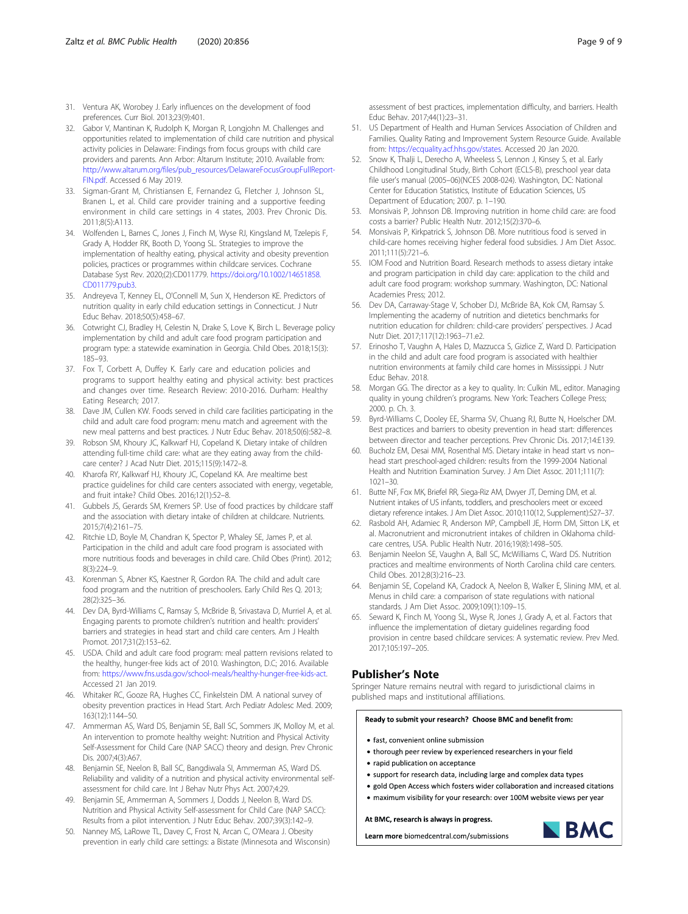31. Ventura AK, Worobey J. Early influences on the development of food preferences. Curr Biol. 2013;23(9):401.
32. Gabor V, Mantinan K, Rudolph K, Morgan R, Longjohn M. Challenges and opportunities related to implementation of child care nutrition and physical activity policies in Delaware: Findings from focus groups with child care providers and parents. Ann Arbor: Altarum Institute; 2010. Available from: http://www.altarum.org/files/pub_resources/DelawareFocusGroupFullReport-FIN.pdf. Accessed 6 May 2019.
33. Sigman-Grant M, Christiansen E, Fernandez G, Fletcher J, Johnson SL, Branen L, et al. Child care provider training and a supportive feeding environment in child care settings in 4 states, 2003. Prev Chronic Dis. 2011;8(5):A113.
34. Wolfenden L, Barnes C, Jones J, Finch M, Wyse RJ, Kingsland M, Tzelepis F, Grady A, Hodder RK, Booth D, Yoong SL. Strategies to improve the implementation of healthy eating, physical activity and obesity prevention policies, practices or programmes within childcare services. Cochrane Database Syst Rev. 2020;(2):CD011779. https://doi.org/10.1002/14651858.CD011779.pub3.
35. Andreyeva T, Kenney EL, O'Connell M, Sun X, Henderson KE. Predictors of nutrition quality in early child education settings in Connecticut. J Nutr Educ Behav. 2018;50(5):458–67.
36. Cotwright CJ, Bradley H, Celestin N, Drake S, Love K, Birch L. Beverage policy implementation by child and adult care food program participation and program type: a statewide examination in Georgia. Child Obes. 2018;15(3):185–93.
37. Fox T, Corbett A, Duffey K. Early care and education policies and programs to support healthy eating and physical activity: best practices and changes over time. Research Review: 2010-2016. Durham: Healthy Eating Research; 2017.
38. Dave JM, Cullen KW. Foods served in child care facilities participating in the child and adult care food program: menu match and agreement with the new meal patterns and best practices. J Nutr Educ Behav. 2018;50(6):582–8.
39. Robson SM, Khoury JC, Kalkwarf HJ, Copeland K. Dietary intake of children attending full-time child care: what are they eating away from the child-care center? J Acad Nutr Diet. 2015;115(9):1472–8.
40. Kharofa RY, Kalkwarf HJ, Khoury JC, Copeland KA. Are mealtime best practice guidelines for child care centers associated with energy, vegetable, and fruit intake? Child Obes. 2016;12(1):52–8.
41. Gubbels JS, Gerards SM, Kremers SP. Use of food practices by childcare staff and the association with dietary intake of children at childcare. Nutrients. 2015;7(4):2161–75.
42. Ritchie LD, Boyle M, Chandran K, Spector P, Whaley SE, James P, et al. Participation in the child and adult care food program is associated with more nutritious foods and beverages in child care. Child Obes (Print). 2012;8(3):224–9.
43. Korenman S, Abner KS, Kaestner R, Gordon RA. The child and adult care food program and the nutrition of preschoolers. Early Child Res Q. 2013;28(2):325–36.
44. Dev DA, Byrd-Williams C, Ramsay S, McBride B, Srivastava D, Murriel A, et al. Engaging parents to promote children's nutrition and health: providers' barriers and strategies in head start and child care centers. Am J Health Promot. 2017;31(2):153–62.
45. USDA. Child and adult care food program: meal pattern revisions related to the healthy, hunger-free kids act of 2010. Washington, D.C; 2016. Available from: https://www.fns.usda.gov/school-meals/healthy-hunger-free-kids-act. Accessed 21 Jan 2019.
46. Whitaker RC, Gooze RA, Hughes CC, Finkelstein DM. A national survey of obesity prevention practices in Head Start. Arch Pediatr Adolesc Med. 2009;163(12):1144–50.
47. Ammerman AS, Ward DS, Benjamin SE, Ball SC, Sommers JK, Molloy M, et al. An intervention to promote healthy weight: Nutrition and Physical Activity Self-Assessment for Child Care (NAP SACC) theory and design. Prev Chronic Dis. 2007;4(3):A67.
48. Benjamin SE, Neelon B, Ball SC, Bangdiwala SI, Ammerman AS, Ward DS. Reliability and validity of a nutrition and physical activity environmental self-assessment for child care. Int J Behav Nutr Phys Act. 2007;4:29.
49. Benjamin SE, Ammerman A, Sommers J, Dodds J, Neelon B, Ward DS. Nutrition and Physical Activity Self-assessment for Child Care (NAP SACC): Results from a pilot intervention. J Nutr Educ Behav. 2007;39(3):142–9.
50. Nanney MS, LaRowe TL, Davey C, Frost N, Arcan C, O'Meara J. Obesity prevention in early child care settings: a Bistate (Minnesota and Wisconsin) assessment of best practices, implementation difficulty, and barriers. Health Educ Behav. 2017;44(1):23–31.
51. US Department of Health and Human Services Association of Children and Families. Quality Rating and Improvement System Resource Guide. Available from: https://ecquality.acf.hhs.gov/states. Accessed 20 Jan 2020.
52. Snow K, Thalji L, Derecho A, Wheeless S, Lennon J, Kinsey S, et al. Early Childhood Longitudinal Study, Birth Cohort (ECLS-B), preschool year data file user's manual (2005–06)(NCES 2008-024). Washington, DC: National Center for Education Statistics, Institute of Education Sciences, US Department of Education; 2007. p. 1–190.
53. Monsivais P, Johnson DB. Improving nutrition in home child care: are food costs a barrier? Public Health Nutr. 2012;15(2):370–6.
54. Monsivais P, Kirkpatrick S, Johnson DB. More nutritious food is served in child-care homes receiving higher federal food subsidies. J Am Diet Assoc. 2011;111(5):721–6.
55. IOM Food and Nutrition Board. Research methods to assess dietary intake and program participation in child day care: application to the child and adult care food program: workshop summary. Washington, DC: National Academies Press; 2012.
56. Dev DA, Carraway-Stage V, Schober DJ, McBride BA, Kok CM, Ramsay S. Implementing the academy of nutrition and dietetics benchmarks for nutrition education for children: child-care providers' perspectives. J Acad Nutr Diet. 2017;117(12):1963–71.e2.
57. Erinosho T, Vaughn A, Hales D, Mazzucca S, Gizlice Z, Ward D. Participation in the child and adult care food program is associated with healthier nutrition environments at family child care homes in Mississippi. J Nutr Educ Behav. 2018.
58. Morgan GG. The director as a key to quality. In: Culkin ML, editor. Managing quality in young children's programs. New York: Teachers College Press; 2000. p. Ch. 3.
59. Byrd-Williams C, Dooley EE, Sharma SV, Chuang RJ, Butte N, Hoelscher DM. Best practices and barriers to obesity prevention in head start: differences between director and teacher perceptions. Prev Chronic Dis. 2017;14:E139.
60. Bucholz EM, Desai MM, Rosenthal MS. Dietary intake in head start vs non–head start preschool-aged children: results from the 1999-2004 National Health and Nutrition Examination Survey. J Am Diet Assoc. 2011;111(7):1021–30.
61. Butte NF, Fox MK, Briefel RR, Siega-Riz AM, Dwyer JT, Deming DM, et al. Nutrient intakes of US infants, toddlers, and preschoolers meet or exceed dietary reference intakes. J Am Diet Assoc. 2010;110(12, Supplement):S27–37.
62. Rasbold AH, Adamiec R, Anderson MP, Campbell JE, Horm DM, Sitton LK, et al. Macronutrient and micronutrient intakes of children in Oklahoma child-care centres, USA. Public Health Nutr. 2016;19(8):1498–505.
63. Benjamin Neelon SE, Vaughn A, Ball SC, McWilliams C, Ward DS. Nutrition practices and mealtime environments of North Carolina child care centers. Child Obes. 2012;8(3):216–23.
64. Benjamin SE, Copeland KA, Cradock A, Neelon B, Walker E, Slining MM, et al. Menus in child care: a comparison of state regulations with national standards. J Am Diet Assoc. 2009;109(1):109–15.
65. Seward K, Finch M, Yoong SL, Wyse R, Jones J, Grady A, et al. Factors that influence the implementation of dietary guidelines regarding food provision in centre based childcare services: A systematic review. Prev Med. 2017;105:197–205.

## Publisher's Note

Springer Nature remains neutral with regard to jurisdictional claims in published maps and institutional affiliations.

**Ready to submit your research? Choose BMC and benefit from:**

- fast, convenient online submission
- thorough peer review by experienced researchers in your field
- rapid publication on acceptance
- support for research data, including large and complex data types
- gold Open Access which fosters wider collaboration and increased citations
- maximum visibility for your research: over 100M website views per year

**At BMC, research is always in progress.**

**Learn more** biomedcentral.com/submissions

BMC